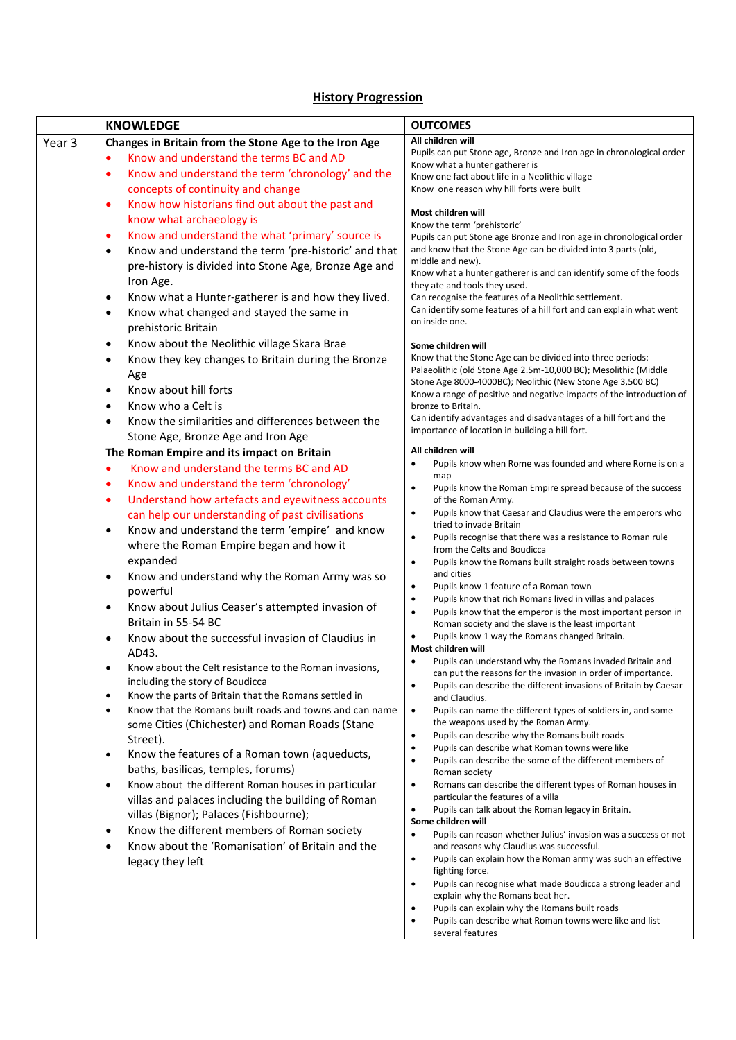# History Progression

| | KNOWLEDGE | OUTCOMES |
|---|---|---|
| Year 3 | **Changes in Britain from the Stone Age to the Iron Age**<br>• Know and understand the terms BC and AD<br>• Know and understand the term 'chronology' and the concepts of continuity and change<br>• Know how historians find out about the past and know what archaeology is<br>• Know and understand the what 'primary' source is<br>• Know and understand the term 'pre-historic' and that pre-history is divided into Stone Age, Bronze Age and Iron Age.<br>• Know what a Hunter-gatherer is and how they lived.<br>• Know what changed and stayed the same in prehistoric Britain<br>• Know about the Neolithic village Skara Brae<br>• Know they key changes to Britain during the Bronze Age<br>• Know about hill forts<br>• Know who a Celt is<br>• Know the similarities and differences between the Stone Age, Bronze Age and Iron Age | **All children will**<br>Pupils can put Stone age, Bronze and Iron age in chronological order<br>Know what a hunter gatherer is<br>Know one fact about life in a Neolithic village<br>Know one reason why hill forts were built<br><br>**Most children will**<br>Know the term 'prehistoric'<br>Pupils can put Stone age Bronze and Iron age in chronological order and know that the Stone Age can be divided into 3 parts (old, middle and new).<br>Know what a hunter gatherer is and can identify some of the foods they ate and tools they used.<br>Can recognise the features of a Neolithic settlement.<br>Can identify some features of a hill fort and can explain what went on inside one.<br><br>**Some children will**<br>Know that the Stone Age can be divided into three periods: Palaeolithic (old Stone Age 2.5m-10,000 BC); Mesolithic (Middle Stone Age 8000-4000BC); Neolithic (New Stone Age 3,500 BC)<br>Know a range of positive and negative impacts of the introduction of bronze to Britain.<br>Can identify advantages and disadvantages of a hill fort and the importance of location in building a hill fort. |
| | **The Roman Empire and its impact on Britain**<br>• Know and understand the terms BC and AD<br>• Know and understand the term 'chronology'<br>• Understand how artefacts and eyewitness accounts can help our understanding of past civilisations<br>• Know and understand the term 'empire' and know where the Roman Empire began and how it expanded<br>• Know and understand why the Roman Army was so powerful<br>• Know about Julius Ceaser's attempted invasion of Britain in 55-54 BC<br>• Know about the successful invasion of Claudius in AD43.<br>• Know about the Celt resistance to the Roman invasions, including the story of Boudicca<br>• Know the parts of Britain that the Romans settled in<br>• Know that the Romans built roads and towns and can name some Cities (Chichester) and Roman Roads (Stane Street).<br>• Know the features of a Roman town (aqueducts, baths, basilicas, temples, forums)<br>• Know about the different Roman houses in particular villas and palaces including the building of Roman villas (Bignor); Palaces (Fishbourne);<br>• Know the different members of Roman society<br>• Know about the 'Romanisation' of Britain and the legacy they left | **All children will**<br>• Pupils know when Rome was founded and where Rome is on a map<br>• Pupils know the Roman Empire spread because of the success of the Roman Army.<br>• Pupils know that Caesar and Claudius were the emperors who tried to invade Britain<br>• Pupils recognise that there was a resistance to Roman rule from the Celts and Boudicca<br>• Pupils know the Romans built straight roads between towns and cities<br>• Pupils know 1 feature of a Roman town<br>• Pupils know that rich Romans lived in villas and palaces<br>• Pupils know that the emperor is the most important person in Roman society and the slave is the least important<br>• Pupils know 1 way the Romans changed Britain.<br>**Most children will**<br>• Pupils can understand why the Romans invaded Britain and can put the reasons for the invasion in order of importance.<br>• Pupils can describe the different invasions of Britain by Caesar and Claudius.<br>• Pupils can name the different types of soldiers in, and some the weapons used by the Roman Army.<br>• Pupils can describe why the Romans built roads<br>• Pupils can describe what Roman towns were like<br>• Pupils can describe the some of the different members of Roman society<br>• Romans can describe the different types of Roman houses in particular the features of a villa<br>• Pupils can talk about the Roman legacy in Britain.<br>**Some children will**<br>• Pupils can reason whether Julius' invasion was a success or not and reasons why Claudius was successful.<br>• Pupils can explain how the Roman army was such an effective fighting force.<br>• Pupils can recognise what made Boudicca a strong leader and explain why the Romans beat her.<br>• Pupils can explain why the Romans built roads<br>• Pupils can describe what Roman towns were like and list several features |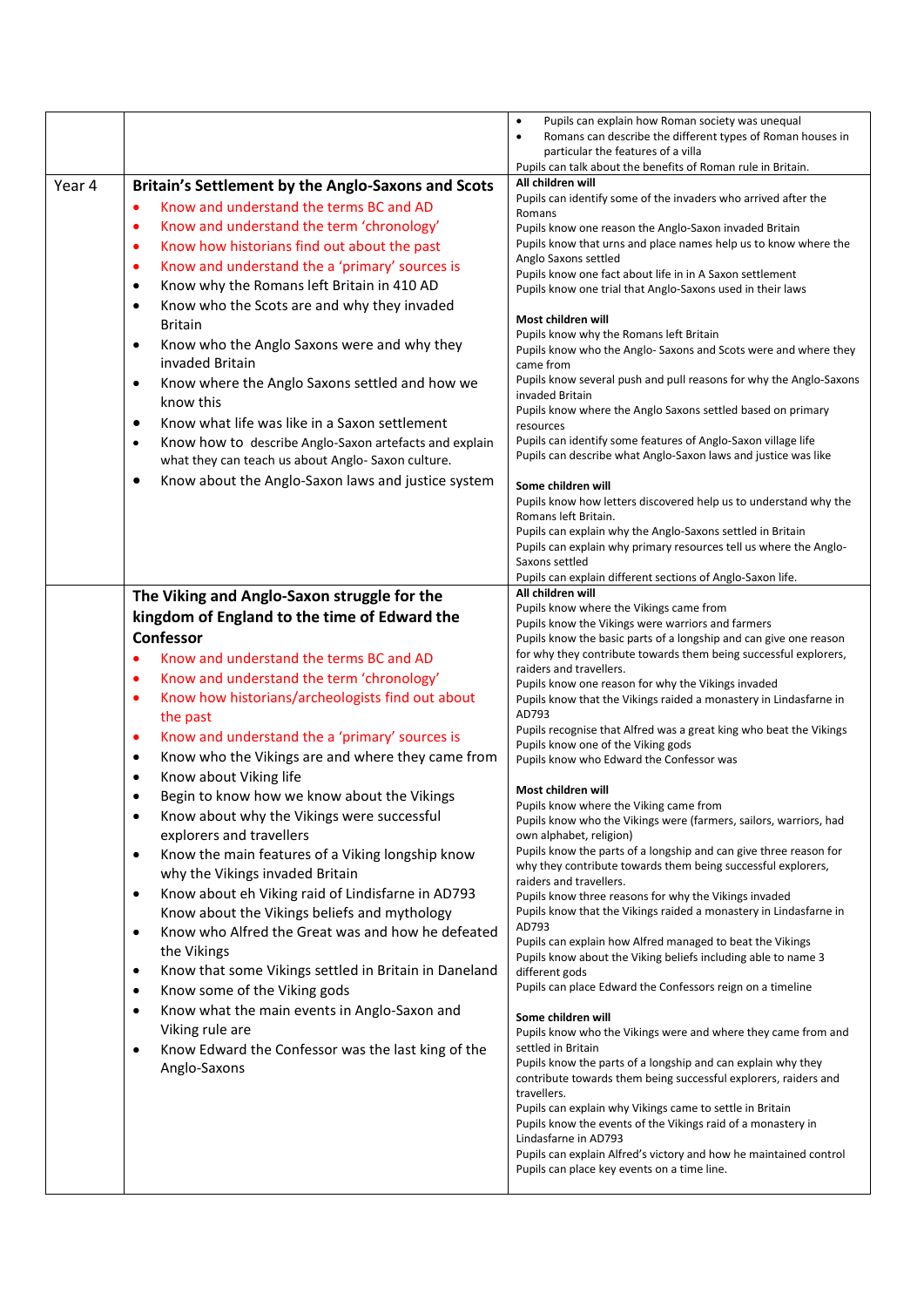| | | |
|---|---|---|
| | | • Pupils can explain how Roman society was unequal<br>• Romans can describe the different types of Roman houses in particular the features of a villa<br>Pupils can talk about the benefits of Roman rule in Britain. |
| Year 4 | **Britain's Settlement by the Anglo-Saxons and Scots**<br>• Know and understand the terms BC and AD<br>• Know and understand the term 'chronology'<br>• Know how historians find out about the past<br>• Know and understand the a 'primary' sources is<br>• Know why the Romans left Britain in 410 AD<br>• Know who the Scots are and why they invaded Britain<br>• Know who the Anglo Saxons were and why they invaded Britain<br>• Know where the Anglo Saxons settled and how we know this<br>• Know what life was like in a Saxon settlement<br>• Know how to describe Anglo-Saxon artefacts and explain what they can teach us about Anglo- Saxon culture.<br>• Know about the Anglo-Saxon laws and justice system | **All children will**<br>Pupils can identify some of the invaders who arrived after the Romans<br>Pupils know one reason the Anglo-Saxon invaded Britain<br>Pupils know that urns and place names help us to know where the Anglo Saxons settled<br>Pupils know one fact about life in in A Saxon settlement<br>Pupils know one trial that Anglo-Saxons used in their laws<br><br>**Most children will**<br>Pupils know why the Romans left Britain<br>Pupils know who the Anglo- Saxons and Scots were and where they came from<br>Pupils know several push and pull reasons for why the Anglo-Saxons invaded Britain<br>Pupils know where the Anglo Saxons settled based on primary resources<br>Pupils can identify some features of Anglo-Saxon village life<br>Pupils can describe what Anglo-Saxon laws and justice was like<br><br>**Some children will**<br>Pupils know how letters discovered help us to understand why the Romans left Britain.<br>Pupils can explain why the Anglo-Saxons settled in Britain<br>Pupils can explain why primary resources tell us where the Anglo-Saxons settled<br>Pupils can explain different sections of Anglo-Saxon life. |
| | **The Viking and Anglo-Saxon struggle for the kingdom of England to the time of Edward the Confessor**<br>• Know and understand the terms BC and AD<br>• Know and understand the term 'chronology'<br>• Know how historians/archeologists find out about the past<br>• Know and understand the a 'primary' sources is<br>• Know who the Vikings are and where they came from<br>• Know about Viking life<br>• Begin to know how we know about the Vikings<br>• Know about why the Vikings were successful explorers and travellers<br>• Know the main features of a Viking longship know why the Vikings invaded Britain<br>• Know about eh Viking raid of Lindisfarne in AD793 Know about the Vikings beliefs and mythology<br>• Know who Alfred the Great was and how he defeated the Vikings<br>• Know that some Vikings settled in Britain in Daneland<br>• Know some of the Viking gods<br>• Know what the main events in Anglo-Saxon and Viking rule are<br>• Know Edward the Confessor was the last king of the Anglo-Saxons | **All children will**<br>Pupils know where the Vikings came from<br>Pupils know the Vikings were warriors and farmers<br>Pupils know the basic parts of a longship and can give one reason for why they contribute towards them being successful explorers, raiders and travellers.<br>Pupils know one reason for why the Vikings invaded<br>Pupils know that the Vikings raided a monastery in Lindasfarne in AD793<br>Pupils recognise that Alfred was a great king who beat the Vikings<br>Pupils know one of the Viking gods<br>Pupils know who Edward the Confessor was<br><br>**Most children will**<br>Pupils know where the Viking came from<br>Pupils know who the Vikings were (farmers, sailors, warriors, had own alphabet, religion)<br>Pupils know the parts of a longship and can give three reason for why they contribute towards them being successful explorers, raiders and travellers.<br>Pupils know three reasons for why the Vikings invaded<br>Pupils know that the Vikings raided a monastery in Lindasfarne in AD793<br>Pupils can explain how Alfred managed to beat the Vikings<br>Pupils know about the Viking beliefs including able to name 3 different gods<br>Pupils can place Edward the Confessors reign on a timeline<br><br>**Some children will**<br>Pupils know who the Vikings were and where they came from and settled in Britain<br>Pupils know the parts of a longship and can explain why they contribute towards them being successful explorers, raiders and travellers.<br>Pupils can explain why Vikings came to settle in Britain<br>Pupils know the events of the Vikings raid of a monastery in Lindasfarne in AD793<br>Pupils can explain Alfred's victory and how he maintained control<br>Pupils can place key events on a time line. |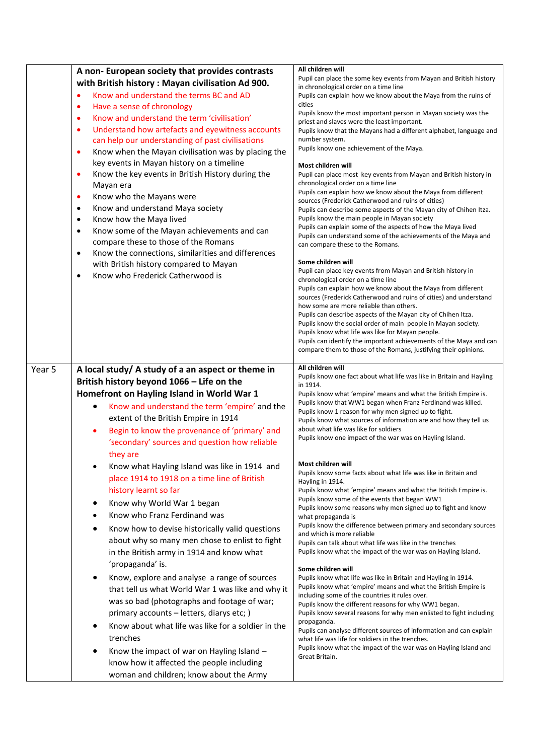| | | |
|---|---|---|
| | **A non- European society that provides contrasts with British history : Mayan civilisation Ad 900.**<br>• Know and understand the terms BC and AD<br>• Have a sense of chronology<br>• Know and understand the term 'civilisation'<br>• Understand how artefacts and eyewitness accounts can help our understanding of past civilisations<br>• Know when the Mayan civilisation was by placing the key events in Mayan history on a timeline<br>• Know the key events in British History during the Mayan era<br>• Know who the Mayans were<br>• Know and understand Maya society<br>• Know how the Maya lived<br>• Know some of the Mayan achievements and can compare these to those of the Romans<br>• Know the connections, similarities and differences with British history compared to Mayan<br>• Know who Frederick Catherwood is | **All children will**<br>Pupil can place the some key events from Mayan and British history in chronological order on a time line<br>Pupils can explain how we know about the Maya from the ruins of cities<br>Pupils know the most important person in Mayan society was the priest and slaves were the least important.<br>Pupils know that the Mayans had a different alphabet, language and number system.<br>Pupils know one achievement of the Maya.<br><br>**Most children will**<br>Pupil can place most key events from Mayan and British history in chronological order on a time line<br>Pupils can explain how we know about the Maya from different sources (Frederick Catherwood and ruins of cities)<br>Pupils can describe some aspects of the Mayan city of Chihen Itza.<br>Pupils know the main people in Mayan society<br>Pupils can explain some of the aspects of how the Maya lived<br>Pupils can understand some of the achievements of the Maya and can compare these to the Romans.<br><br>**Some children will**<br>Pupil can place key events from Mayan and British history in chronological order on a time line<br>Pupils can explain how we know about the Maya from different sources (Frederick Catherwood and ruins of cities) and understand how some are more reliable than others.<br>Pupils can describe aspects of the Mayan city of Chihen Itza.<br>Pupils know the social order of main people in Mayan society.<br>Pupils know what life was like for Mayan people.<br>Pupils can identify the important achievements of the Maya and can compare them to those of the Romans, justifying their opinions. |
| Year 5 | **A local study/ A study of a an aspect or theme in British history beyond 1066 – Life on the Homefront on Hayling Island in World War 1**<br>• Know and understand the term 'empire' and the extent of the British Empire in 1914<br>• Begin to know the provenance of 'primary' and 'secondary' sources and question how reliable they are<br>• Know what Hayling Island was like in 1914 and place 1914 to 1918 on a time line of British history learnt so far<br>• Know why World War 1 began<br>• Know who Franz Ferdinand was<br>• Know how to devise historically valid questions about why so many men chose to enlist to fight in the British army in 1914 and know what 'propaganda' is.<br>• Know, explore and analyse a range of sources that tell us what World War 1 was like and why it was so bad (photographs and footage of war; primary accounts – letters, diarys etc; )<br>• Know about what life was like for a soldier in the trenches<br>• Know the impact of war on Hayling Island – know how it affected the people including woman and children; know about the Army | **All children will**<br>Pupils know one fact about what life was like in Britain and Hayling in 1914.<br>Pupils know what 'empire' means and what the British Empire is.<br>Pupils know that WW1 began when Franz Ferdinand was killed.<br>Pupils know 1 reason for why men signed up to fight.<br>Pupils know what sources of information are and how they tell us about what life was like for soldiers<br>Pupils know one impact of the war was on Hayling Island.<br><br>**Most children will**<br>Pupils know some facts about what life was like in Britain and Hayling in 1914.<br>Pupils know what 'empire' means and what the British Empire is.<br>Pupils know some of the events that began WW1<br>Pupils know some reasons why men signed up to fight and know what propaganda is<br>Pupils know the difference between primary and secondary sources and which is more reliable<br>Pupils can talk about what life was like in the trenches<br>Pupils know what the impact of the war was on Hayling Island.<br><br>**Some children will**<br>Pupils know what life was like in Britain and Hayling in 1914.<br>Pupils know what 'empire' means and what the British Empire is including some of the countries it rules over.<br>Pupils know the different reasons for why WW1 began.<br>Pupils know several reasons for why men enlisted to fight including propaganda.<br>Pupils can analyse different sources of information and can explain what life was life for soldiers in the trenches.<br>Pupils know what the impact of the war was on Hayling Island and Great Britain. |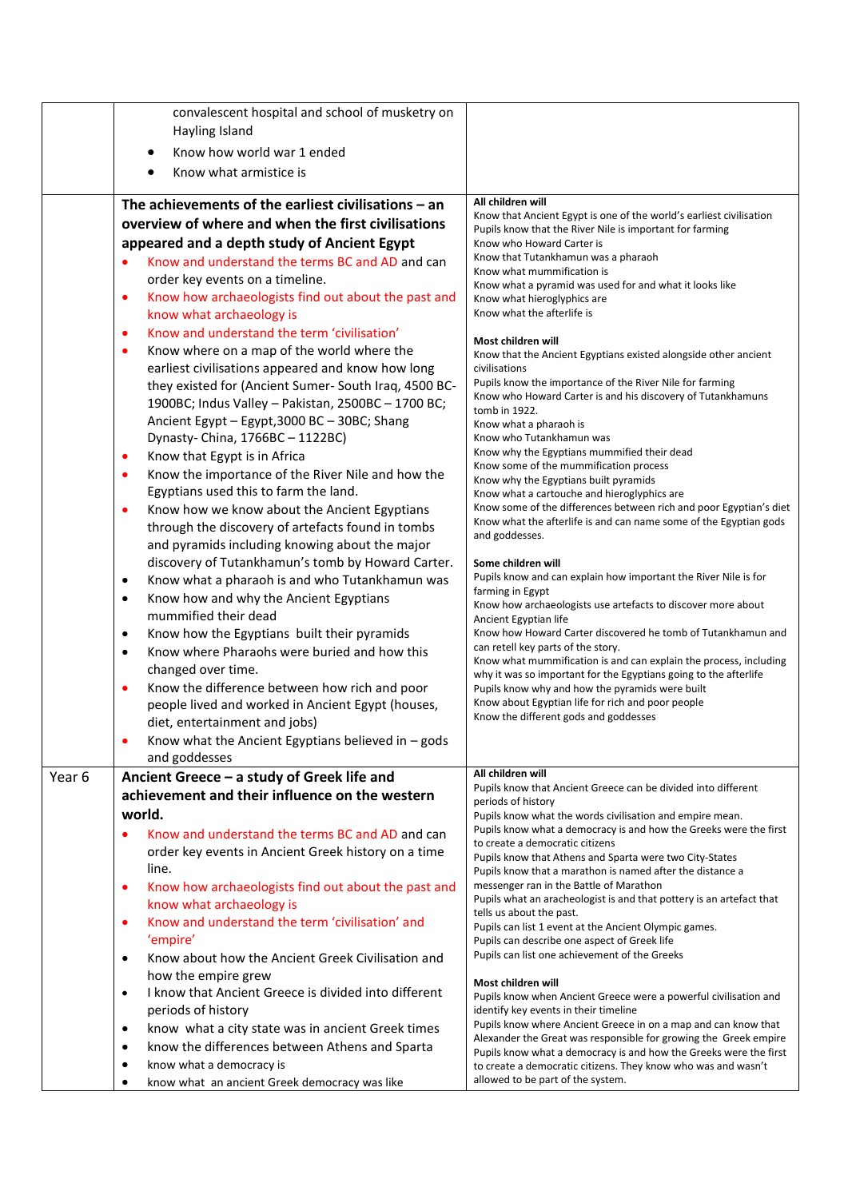| | | |
|---|---|---|
| | convalescent hospital and school of musketry on Hayling Island<br>• Know how world war 1 ended<br>• Know what armistice is | |
| | **The achievements of the earliest civilisations – an overview of where and when the first civilisations appeared and a depth study of Ancient Egypt**<br>• Know and understand the terms BC and AD and can order key events on a timeline.<br>• Know how archaeologists find out about the past and know what archaeology is<br>• Know and understand the term 'civilisation'<br>• Know where on a map of the world where the earliest civilisations appeared and know how long they existed for (Ancient Sumer- South Iraq, 4500 BC-1900BC; Indus Valley – Pakistan, 2500BC – 1700 BC; Ancient Egypt – Egypt,3000 BC – 30BC; Shang Dynasty- China, 1766BC – 1122BC)<br>• Know that Egypt is in Africa<br>• Know the importance of the River Nile and how the Egyptians used this to farm the land.<br>• Know how we know about the Ancient Egyptians through the discovery of artefacts found in tombs and pyramids including knowing about the major discovery of Tutankhamun's tomb by Howard Carter.<br>• Know what a pharaoh is and who Tutankhamun was<br>• Know how and why the Ancient Egyptians mummified their dead<br>• Know how the Egyptians built their pyramids<br>• Know where Pharaohs were buried and how this changed over time.<br>• Know the difference between how rich and poor people lived and worked in Ancient Egypt (houses, diet, entertainment and jobs)<br>• Know what the Ancient Egyptians believed in – gods and goddesses | **All children will**<br>Know that Ancient Egypt is one of the world's earliest civilisation<br>Pupils know that the River Nile is important for farming<br>Know who Howard Carter is<br>Know that Tutankhamun was a pharaoh<br>Know what mummification is<br>Know what a pyramid was used for and what it looks like<br>Know what hieroglyphics are<br>Know what the afterlife is<br><br>**Most children will**<br>Know that the Ancient Egyptians existed alongside other ancient civilisations<br>Pupils know the importance of the River Nile for farming<br>Know who Howard Carter is and his discovery of Tutankhamuns tomb in 1922.<br>Know what a pharaoh is<br>Know who Tutankhamun was<br>Know why the Egyptians mummified their dead<br>Know some of the mummification process<br>Know why the Egyptians built pyramids<br>Know what a cartouche and hieroglyphics are<br>Know some of the differences between rich and poor Egyptian's diet<br>Know what the afterlife is and can name some of the Egyptian gods and goddesses.<br><br>**Some children will**<br>Pupils know and can explain how important the River Nile is for farming in Egypt<br>Know how archaeologists use artefacts to discover more about Ancient Egyptian life<br>Know how Howard Carter discovered he tomb of Tutankhamun and can retell key parts of the story.<br>Know what mummification is and can explain the process, including why it was so important for the Egyptians going to the afterlife<br>Pupils know why and how the pyramids were built<br>Know about Egyptian life for rich and poor people<br>Know the different gods and goddesses |
| Year 6 | **Ancient Greece – a study of Greek life and achievement and their influence on the western world.**<br>• Know and understand the terms BC and AD and can order key events in Ancient Greek history on a time line.<br>• Know how archaeologists find out about the past and know what archaeology is<br>• Know and understand the term 'civilisation' and 'empire'<br>• Know about how the Ancient Greek Civilisation and how the empire grew<br>• I know that Ancient Greece is divided into different periods of history<br>• know what a city state was in ancient Greek times<br>• know the differences between Athens and Sparta<br>• know what a democracy is<br>• know what an ancient Greek democracy was like | **All children will**<br>Pupils know that Ancient Greece can be divided into different periods of history<br>Pupils know what the words civilisation and empire mean.<br>Pupils know what a democracy is and how the Greeks were the first to create a democratic citizens<br>Pupils know that Athens and Sparta were two City-States<br>Pupils know that a marathon is named after the distance a messenger ran in the Battle of Marathon<br>Pupils what an aracheologist is and that pottery is an artefact that tells us about the past.<br>Pupils can list 1 event at the Ancient Olympic games.<br>Pupils can describe one aspect of Greek life<br>Pupils can list one achievement of the Greeks<br><br>**Most children will**<br>Pupils know when Ancient Greece were a powerful civilisation and identify key events in their timeline<br>Pupils know where Ancient Greece in on a map and can know that Alexander the Great was responsible for growing the Greek empire<br>Pupils know what a democracy is and how the Greeks were the first to create a democratic citizens. They know who was and wasn't allowed to be part of the system. |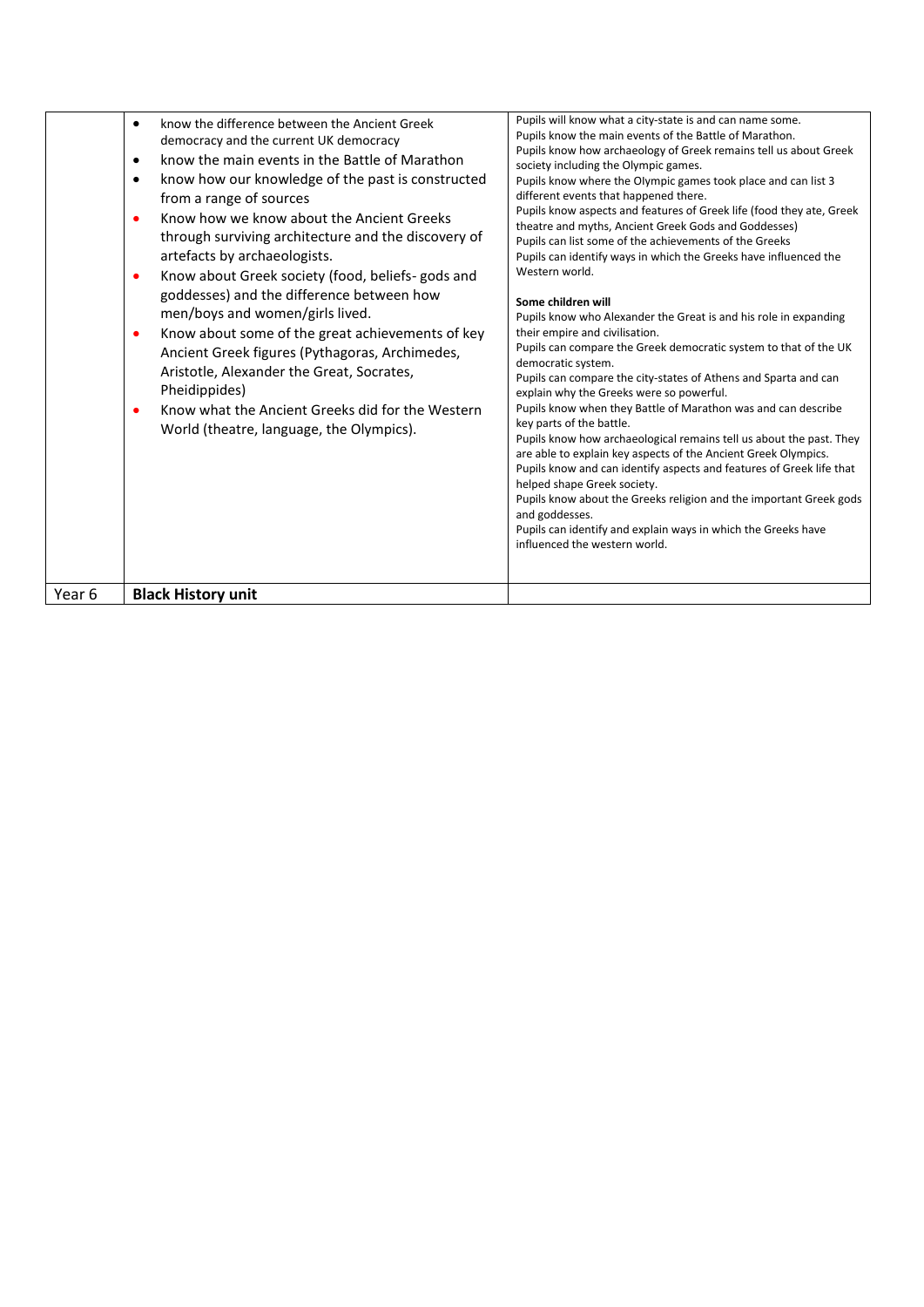| | | |
|---|---|---|
| | • know the difference between the Ancient Greek democracy and the current UK democracy<br>• know the main events in the Battle of Marathon<br>• know how our knowledge of the past is constructed from a range of sources<br>• Know how we know about the Ancient Greeks through surviving architecture and the discovery of artefacts by archaeologists.<br>• Know about Greek society (food, beliefs- gods and goddesses) and the difference between how men/boys and women/girls lived.<br>• Know about some of the great achievements of key Ancient Greek figures (Pythagoras, Archimedes, Aristotle, Alexander the Great, Socrates, Pheidippides)<br>• Know what the Ancient Greeks did for the Western World (theatre, language, the Olympics). | Pupils will know what a city-state is and can name some.<br>Pupils know the main events of the Battle of Marathon.<br>Pupils know how archaeology of Greek remains tell us about Greek society including the Olympic games.<br>Pupils know where the Olympic games took place and can list 3 different events that happened there.<br>Pupils know aspects and features of Greek life (food they ate, Greek theatre and myths, Ancient Greek Gods and Goddesses)<br>Pupils can list some of the achievements of the Greeks<br>Pupils can identify ways in which the Greeks have influenced the Western world.<br><br>**Some children will**<br>Pupils know who Alexander the Great is and his role in expanding their empire and civilisation.<br>Pupils can compare the Greek democratic system to that of the UK democratic system.<br>Pupils can compare the city-states of Athens and Sparta and can explain why the Greeks were so powerful.<br>Pupils know when they Battle of Marathon was and can describe key parts of the battle.<br>Pupils know how archaeological remains tell us about the past. They are able to explain key aspects of the Ancient Greek Olympics.<br>Pupils know and can identify aspects and features of Greek life that helped shape Greek society.<br>Pupils know about the Greeks religion and the important Greek gods and goddesses.<br>Pupils can identify and explain ways in which the Greeks have influenced the western world. |
| Year 6 | **Black History unit** | |